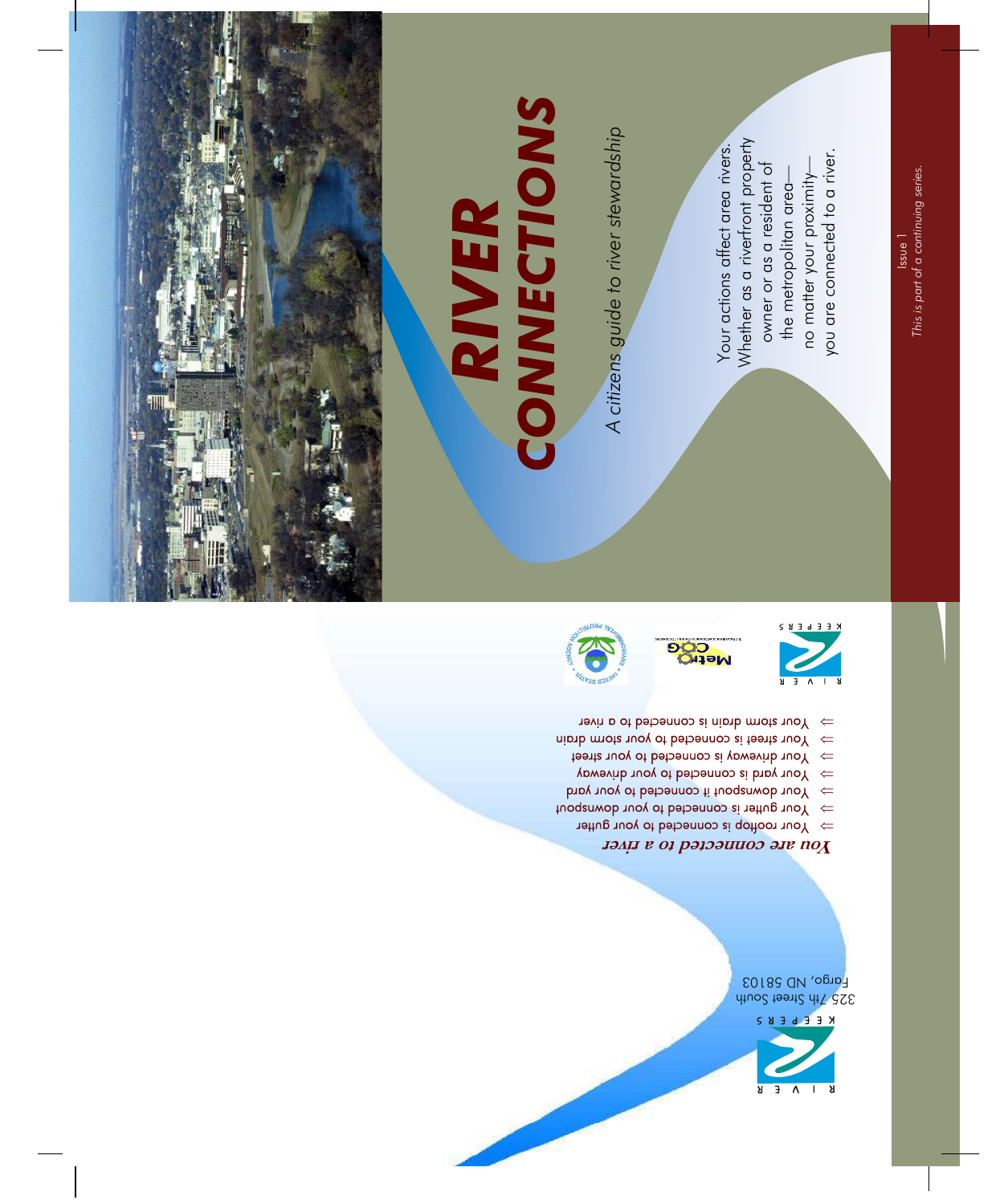# RIVER CONNECTIONS

*A citizens guide to river stewardship*

Your actions affect area rivers. Whether as a riverfront property owner or as a resident of the metropolitan area—no matter your proximity—you are connected to a river.

Issue 1

*This is part of a continuing series.*

***You are connected to a river***

- ⇒ Your rooftop is connected to your gutter
- ⇒ Your gutter is connected to your downspout
- ⇒ Your downspout it connected to your yard
- ⇒ Your yard is connected to your driveway
- ⇒ Your driveway is connected to your street
- ⇒ Your street is connected to your storm drain
- ⇒ Your storm drain is connected to a river

RIVER KEEPERS

Metro COG

United States Environmental Protection Agency

RIVER KEEPERS

325 7th Street South
Fargo, ND 58103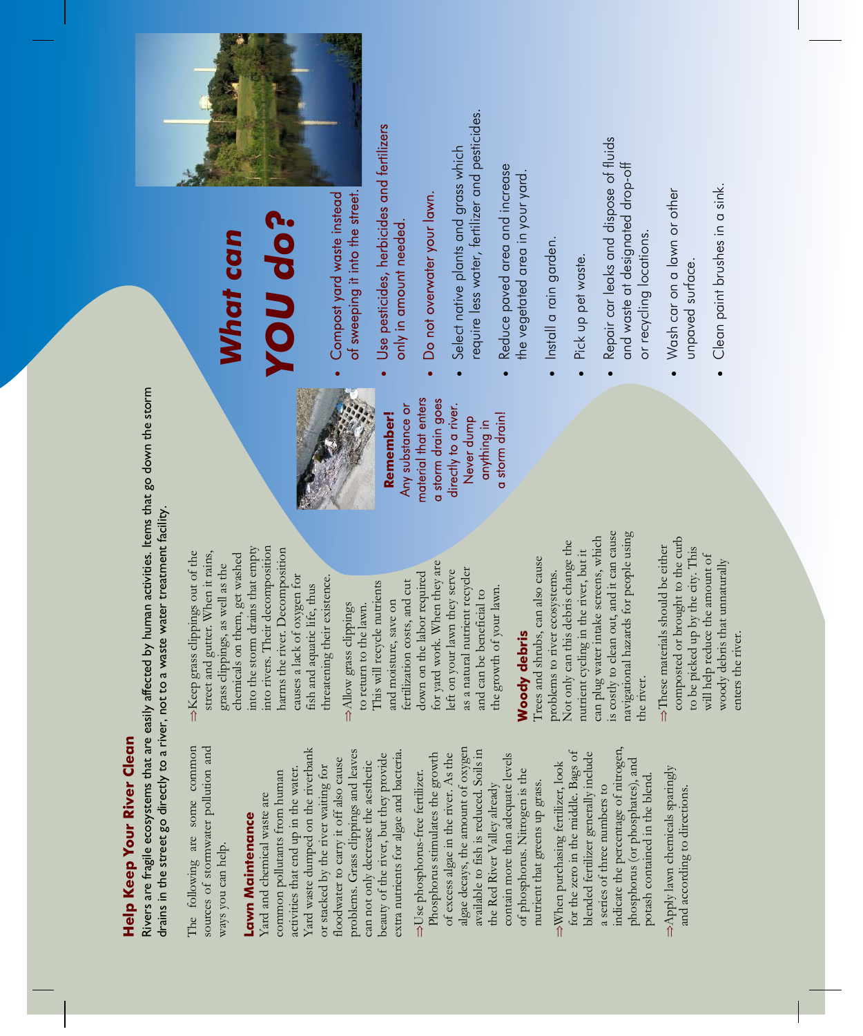# Help Keep Your River Clean

Rivers are fragile ecosystems that are easily affected by human activities. Items that go down the storm drains in the street go directly to a river, not to a waste water treatment facility.

The following are some common sources of stormwater pollution and ways you can help.

## Lawn Maintenance

Yard and chemical waste are common pollutants from human activities that end up in the water. Yard waste dumped on the riverbank or stacked by the river waiting for floodwater to carry it off also cause problems. Grass clippings and leaves can not only decrease the aesthetic beauty of the river, but they provide extra nutrients for algae and bacteria.

⇒Use phosphorus-free fertilizer. Phosphorus stimulates the growth of excess algae in the river. As the algae decays, the amount of oxygen available to fish is reduced. Soils in the Red River Valley already contain more than adequate levels of phosphorus. Nitrogen is the nutrient that greens up grass.

⇒When purchasing fertilizer, look for the zero in the middle. Bags of blended fertilizer generally include a series of three numbers to indicate the percentage of nitrogen, phosphorus (or phosphates), and potash contained in the blend.

⇒Apply lawn chemicals sparingly and according to directions.

⇒Keep grass clippings out of the street and gutter. When it rains, grass clippings, as well as the chemicals on them, get washed into the storm drains that empty into rivers. Their decomposition harms the river. Decomposition causes a lack of oxygen for fish and aquatic life, thus threatening their existence.

⇒Allow grass clippings to return to the lawn. This will recycle nutrients and moisture, save on fertilization costs, and cut down on the labor required for yard work. When they are left on your lawn they serve as a natural nutrient recycler and can be beneficial to the growth of your lawn.

## Woody debris

Trees and shrubs, can also cause problems to river ecosystems. Not only can this debris change the nutrient cycling in the river, but it can plug water intake screens, which is costly to clean out, and it can cause navigational hazards for people using the river.

⇒These materials should be either composted or brought to the curb to be picked up by the city. This will help reduce the amount of woody debris that unnaturally enters the river.

**Remember!**
Any substance or material that enters a storm drain goes directly to a river. Never dump anything in a storm drain!

# What can YOU do?

- Compost yard waste instead of sweeping it into the street.
- Use pesticides, herbicides and fertilizers only in amount needed.
- Do not overwater your lawn.
- Select native plants and grass which require less water, fertilizer and pesticides.
- Reduce paved area and increase the vegetated area in your yard.
- Install a rain garden.
- Pick up pet waste.
- Repair car leaks and dispose of fluids and waste at designated drop-off or recycling locations.
- Wash car on a lawn or other unpaved surface.
- Clean paint brushes in a sink.